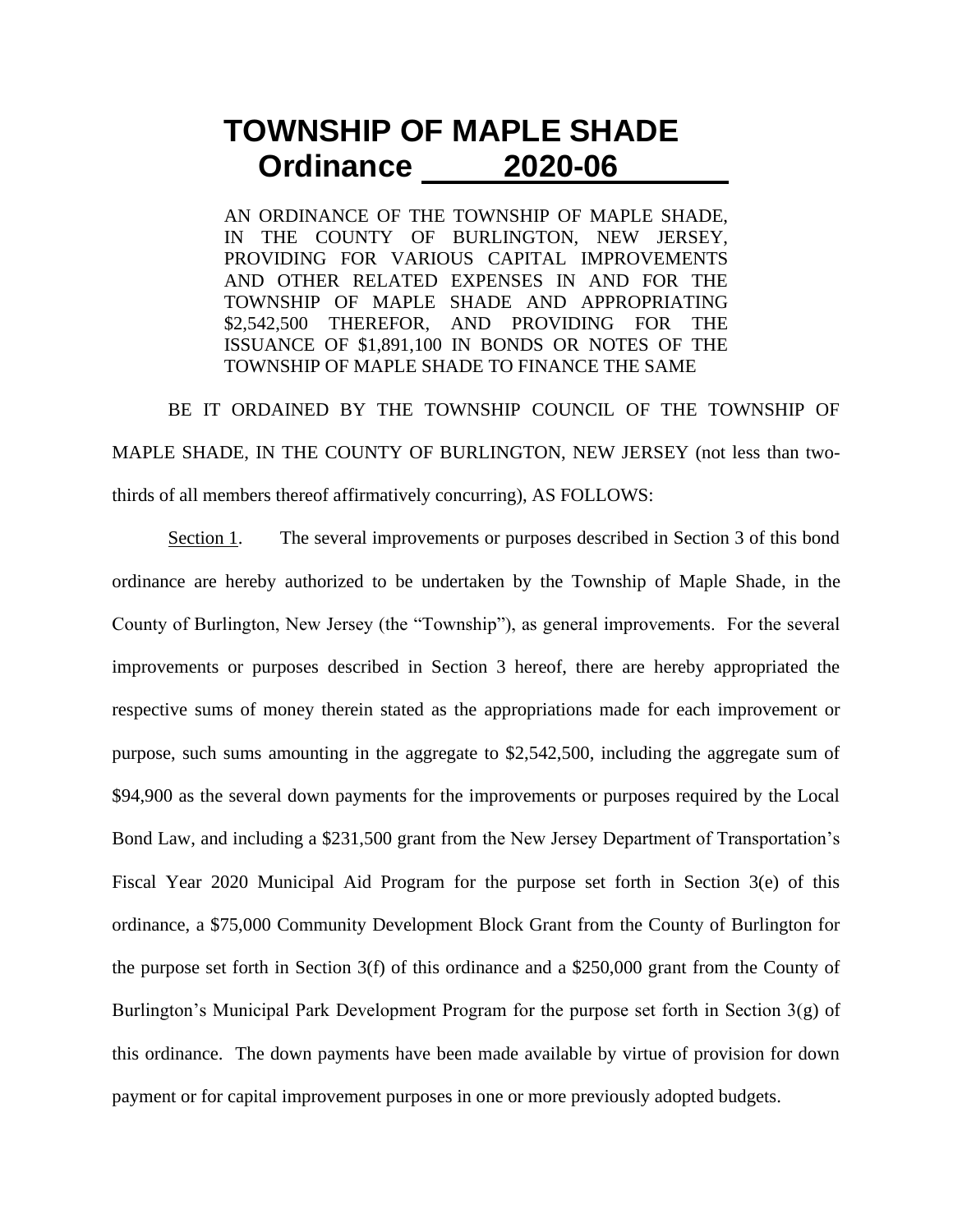# TOWNSHIP OF MAPLE SHADE
# Ordinance 2020-06

AN ORDINANCE OF THE TOWNSHIP OF MAPLE SHADE, IN THE COUNTY OF BURLINGTON, NEW JERSEY, PROVIDING FOR VARIOUS CAPITAL IMPROVEMENTS AND OTHER RELATED EXPENSES IN AND FOR THE TOWNSHIP OF MAPLE SHADE AND APPROPRIATING $2,542,500 THEREFOR, AND PROVIDING FOR THE ISSUANCE OF $1,891,100 IN BONDS OR NOTES OF THE TOWNSHIP OF MAPLE SHADE TO FINANCE THE SAME

BE IT ORDAINED BY THE TOWNSHIP COUNCIL OF THE TOWNSHIP OF MAPLE SHADE, IN THE COUNTY OF BURLINGTON, NEW JERSEY (not less than two-thirds of all members thereof affirmatively concurring), AS FOLLOWS:

Section 1. The several improvements or purposes described in Section 3 of this bond ordinance are hereby authorized to be undertaken by the Township of Maple Shade, in the County of Burlington, New Jersey (the "Township"), as general improvements. For the several improvements or purposes described in Section 3 hereof, there are hereby appropriated the respective sums of money therein stated as the appropriations made for each improvement or purpose, such sums amounting in the aggregate to $2,542,500, including the aggregate sum of $94,900 as the several down payments for the improvements or purposes required by the Local Bond Law, and including a $231,500 grant from the New Jersey Department of Transportation's Fiscal Year 2020 Municipal Aid Program for the purpose set forth in Section 3(e) of this ordinance, a $75,000 Community Development Block Grant from the County of Burlington for the purpose set forth in Section 3(f) of this ordinance and a $250,000 grant from the County of Burlington's Municipal Park Development Program for the purpose set forth in Section 3(g) of this ordinance. The down payments have been made available by virtue of provision for down payment or for capital improvement purposes in one or more previously adopted budgets.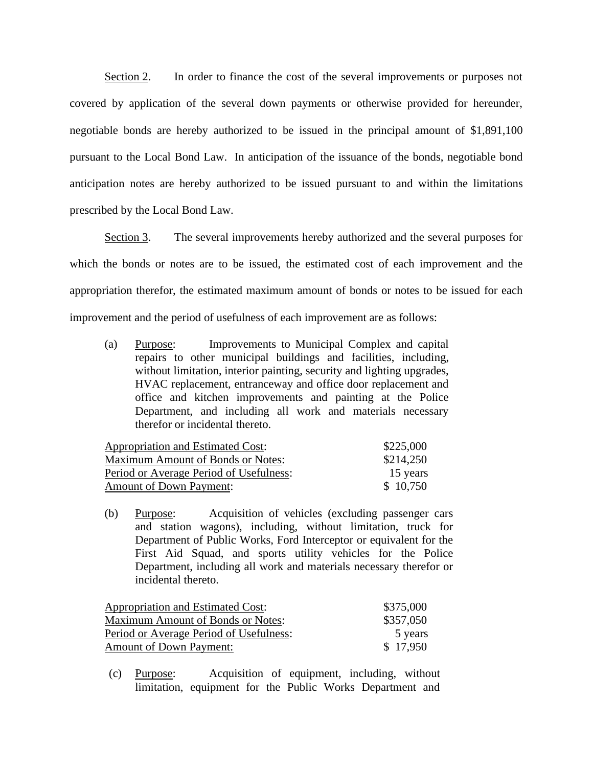<u>Section 2</u>. In order to finance the cost of the several improvements or purposes not covered by application of the several down payments or otherwise provided for hereunder, negotiable bonds are hereby authorized to be issued in the principal amount of $1,891,100 pursuant to the Local Bond Law. In anticipation of the issuance of the bonds, negotiable bond anticipation notes are hereby authorized to be issued pursuant to and within the limitations prescribed by the Local Bond Law.

<u>Section 3</u>. The several improvements hereby authorized and the several purposes for which the bonds or notes are to be issued, the estimated cost of each improvement and the appropriation therefor, the estimated maximum amount of bonds or notes to be issued for each improvement and the period of usefulness of each improvement are as follows:

(a) <u>Purpose</u>: Improvements to Municipal Complex and capital repairs to other municipal buildings and facilities, including, without limitation, interior painting, security and lighting upgrades, HVAC replacement, entranceway and office door replacement and office and kitchen improvements and painting at the Police Department, and including all work and materials necessary therefor or incidental thereto.

| | |
|---|---|
| <u>Appropriation and Estimated Cost</u>: | $225,000 |
| <u>Maximum Amount of Bonds or Notes</u>: | $214,250 |
| <u>Period or Average Period of Usefulness</u>: | 15 years |
| <u>Amount of Down Payment</u>: | $ 10,750 |

(b) <u>Purpose</u>: Acquisition of vehicles (excluding passenger cars and station wagons), including, without limitation, truck for Department of Public Works, Ford Interceptor or equivalent for the First Aid Squad, and sports utility vehicles for the Police Department, including all work and materials necessary therefor or incidental thereto.

| | |
|---|---|
| <u>Appropriation and Estimated Cost</u>: | $375,000 |
| <u>Maximum Amount of Bonds or Notes</u>: | $357,050 |
| <u>Period or Average Period of Usefulness</u>: | 5 years |
| <u>Amount of Down Payment:</u> | $ 17,950 |

(c) <u>Purpose</u>: Acquisition of equipment, including, without limitation, equipment for the Public Works Department and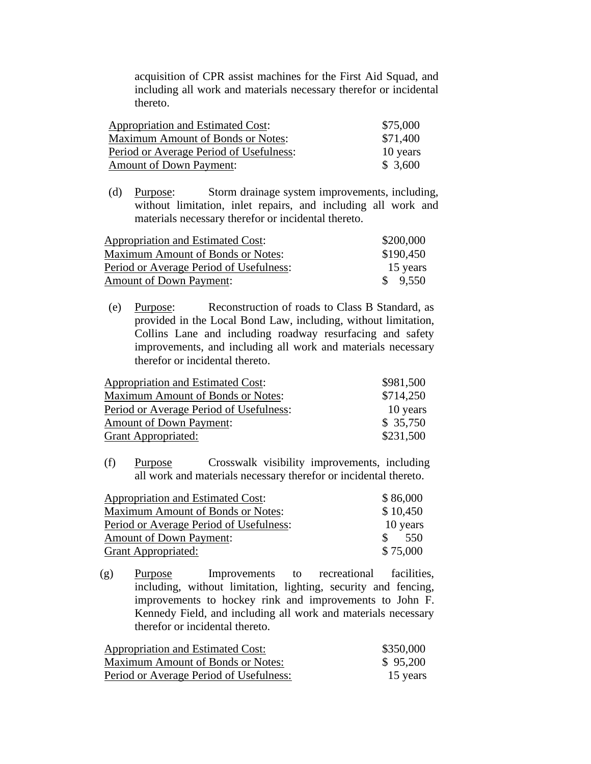acquisition of CPR assist machines for the First Aid Squad, and including all work and materials necessary therefor or incidental thereto.

| | |
|---|---|
| Appropriation and Estimated Cost: | $75,000 |
| Maximum Amount of Bonds or Notes: | $71,400 |
| Period or Average Period of Usefulness: | 10 years |
| Amount of Down Payment: | $ 3,600 |

(d) Purpose: Storm drainage system improvements, including, without limitation, inlet repairs, and including all work and materials necessary therefor or incidental thereto.

| | |
|---|---|
| Appropriation and Estimated Cost: | $200,000 |
| Maximum Amount of Bonds or Notes: | $190,450 |
| Period or Average Period of Usefulness: | 15 years |
| Amount of Down Payment: | $ 9,550 |

(e) Purpose: Reconstruction of roads to Class B Standard, as provided in the Local Bond Law, including, without limitation, Collins Lane and including roadway resurfacing and safety improvements, and including all work and materials necessary therefor or incidental thereto.

| | |
|---|---|
| Appropriation and Estimated Cost: | $981,500 |
| Maximum Amount of Bonds or Notes: | $714,250 |
| Period or Average Period of Usefulness: | 10 years |
| Amount of Down Payment: | $ 35,750 |
| Grant Appropriated: | $231,500 |

(f) Purpose Crosswalk visibility improvements, including all work and materials necessary therefor or incidental thereto.

| | |
|---|---|
| Appropriation and Estimated Cost: | $ 86,000 |
| Maximum Amount of Bonds or Notes: | $ 10,450 |
| Period or Average Period of Usefulness: | 10 years |
| Amount of Down Payment: | $ 550 |
| Grant Appropriated: | $ 75,000 |

(g) Purpose Improvements to recreational facilities, including, without limitation, lighting, security and fencing, improvements to hockey rink and improvements to John F. Kennedy Field, and including all work and materials necessary therefor or incidental thereto.

| | |
|---|---|
| Appropriation and Estimated Cost: | $350,000 |
| Maximum Amount of Bonds or Notes: | $ 95,200 |
| Period or Average Period of Usefulness: | 15 years |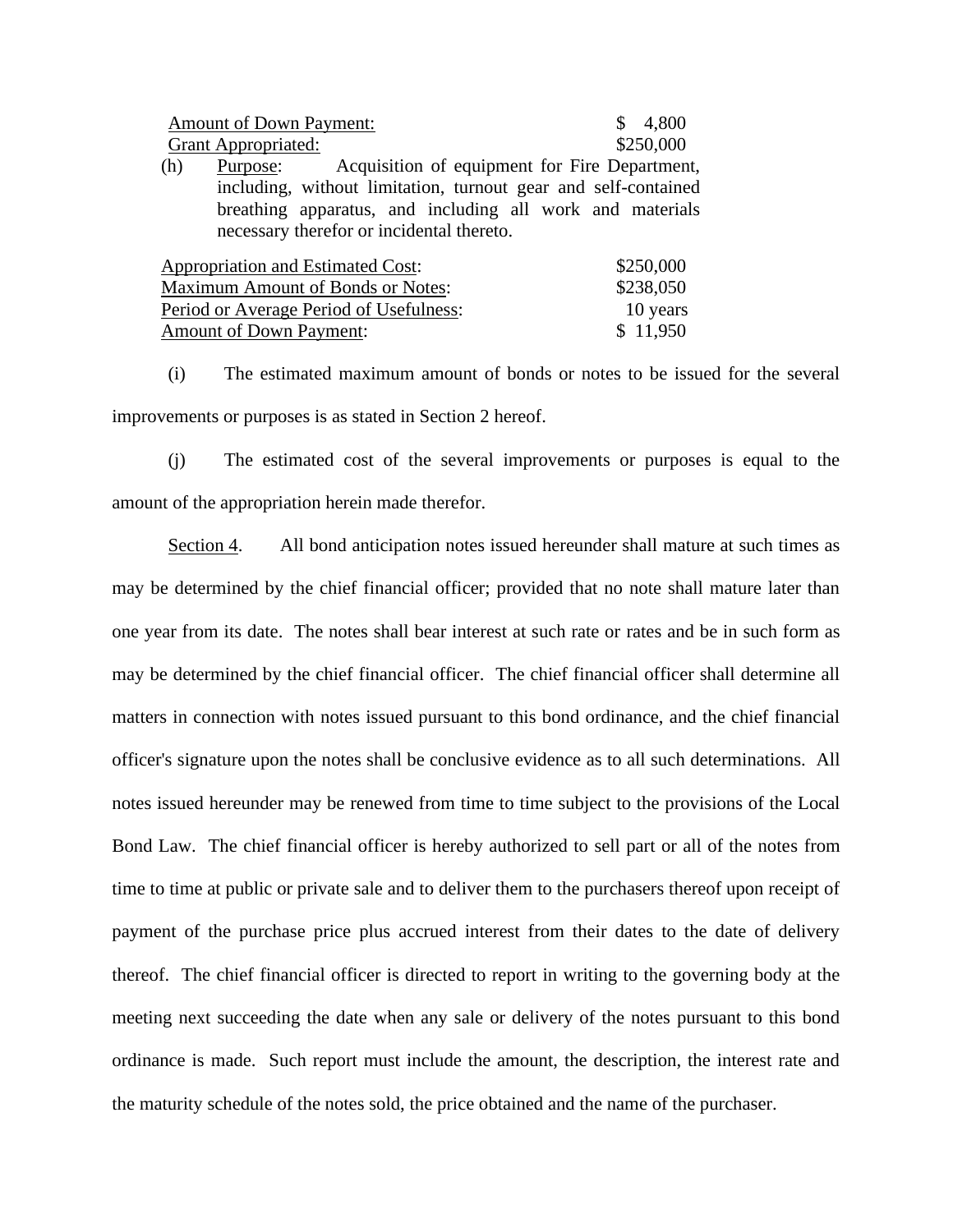| | |
|---|---|
| Amount of Down Payment: | $ 4,800 |
| Grant Appropriated: | $250,000 |

(h) Purpose: Acquisition of equipment for Fire Department, including, without limitation, turnout gear and self-contained breathing apparatus, and including all work and materials necessary therefor or incidental thereto.

| | |
|---|---|
| Appropriation and Estimated Cost: | $250,000 |
| Maximum Amount of Bonds or Notes: | $238,050 |
| Period or Average Period of Usefulness: | 10 years |
| Amount of Down Payment: | $ 11,950 |

(i) The estimated maximum amount of bonds or notes to be issued for the several improvements or purposes is as stated in Section 2 hereof.

(j) The estimated cost of the several improvements or purposes is equal to the amount of the appropriation herein made therefor.

Section 4. All bond anticipation notes issued hereunder shall mature at such times as may be determined by the chief financial officer; provided that no note shall mature later than one year from its date. The notes shall bear interest at such rate or rates and be in such form as may be determined by the chief financial officer. The chief financial officer shall determine all matters in connection with notes issued pursuant to this bond ordinance, and the chief financial officer's signature upon the notes shall be conclusive evidence as to all such determinations. All notes issued hereunder may be renewed from time to time subject to the provisions of the Local Bond Law. The chief financial officer is hereby authorized to sell part or all of the notes from time to time at public or private sale and to deliver them to the purchasers thereof upon receipt of payment of the purchase price plus accrued interest from their dates to the date of delivery thereof. The chief financial officer is directed to report in writing to the governing body at the meeting next succeeding the date when any sale or delivery of the notes pursuant to this bond ordinance is made. Such report must include the amount, the description, the interest rate and the maturity schedule of the notes sold, the price obtained and the name of the purchaser.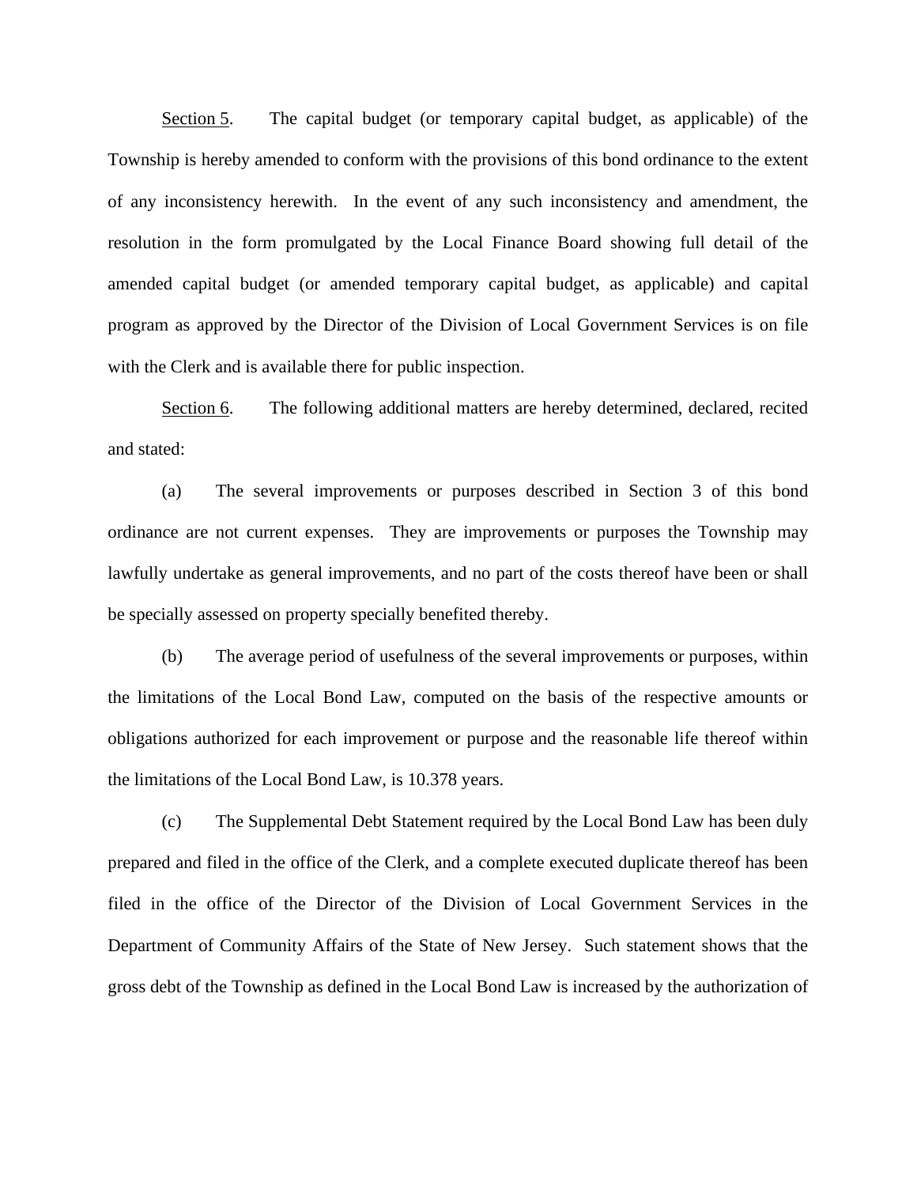<u>Section 5</u>. The capital budget (or temporary capital budget, as applicable) of the Township is hereby amended to conform with the provisions of this bond ordinance to the extent of any inconsistency herewith. In the event of any such inconsistency and amendment, the resolution in the form promulgated by the Local Finance Board showing full detail of the amended capital budget (or amended temporary capital budget, as applicable) and capital program as approved by the Director of the Division of Local Government Services is on file with the Clerk and is available there for public inspection.

<u>Section 6</u>. The following additional matters are hereby determined, declared, recited and stated:

(a) The several improvements or purposes described in Section 3 of this bond ordinance are not current expenses. They are improvements or purposes the Township may lawfully undertake as general improvements, and no part of the costs thereof have been or shall be specially assessed on property specially benefited thereby.

(b) The average period of usefulness of the several improvements or purposes, within the limitations of the Local Bond Law, computed on the basis of the respective amounts or obligations authorized for each improvement or purpose and the reasonable life thereof within the limitations of the Local Bond Law, is 10.378 years.

(c) The Supplemental Debt Statement required by the Local Bond Law has been duly prepared and filed in the office of the Clerk, and a complete executed duplicate thereof has been filed in the office of the Director of the Division of Local Government Services in the Department of Community Affairs of the State of New Jersey. Such statement shows that the gross debt of the Township as defined in the Local Bond Law is increased by the authorization of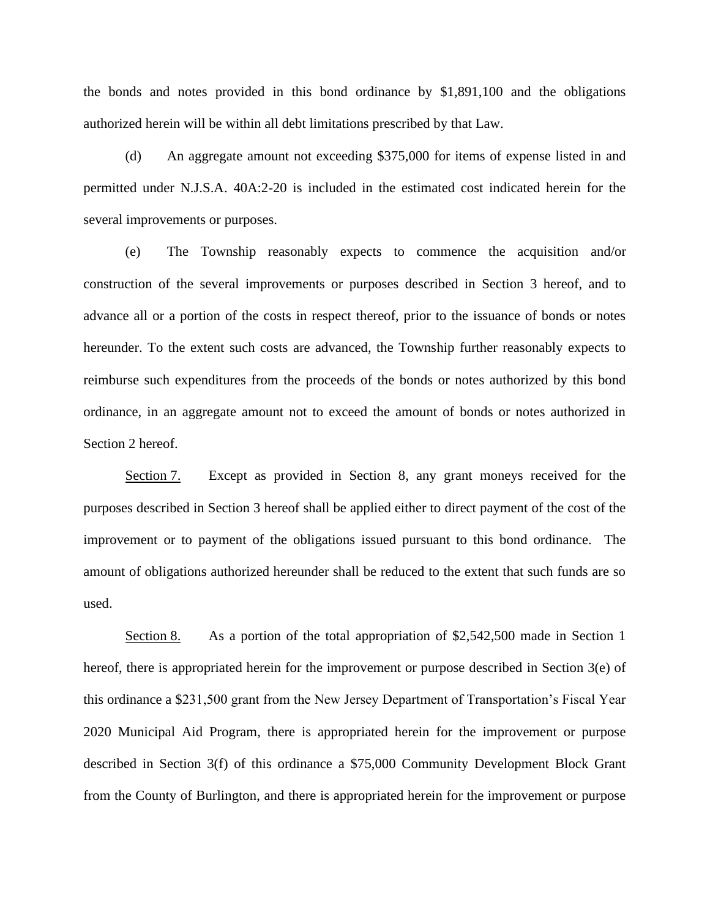the bonds and notes provided in this bond ordinance by $1,891,100 and the obligations authorized herein will be within all debt limitations prescribed by that Law.

(d) An aggregate amount not exceeding $375,000 for items of expense listed in and permitted under N.J.S.A. 40A:2-20 is included in the estimated cost indicated herein for the several improvements or purposes.

(e) The Township reasonably expects to commence the acquisition and/or construction of the several improvements or purposes described in Section 3 hereof, and to advance all or a portion of the costs in respect thereof, prior to the issuance of bonds or notes hereunder. To the extent such costs are advanced, the Township further reasonably expects to reimburse such expenditures from the proceeds of the bonds or notes authorized by this bond ordinance, in an aggregate amount not to exceed the amount of bonds or notes authorized in Section 2 hereof.

<u>Section 7.</u> Except as provided in Section 8, any grant moneys received for the purposes described in Section 3 hereof shall be applied either to direct payment of the cost of the improvement or to payment of the obligations issued pursuant to this bond ordinance. The amount of obligations authorized hereunder shall be reduced to the extent that such funds are so used.

<u>Section 8.</u> As a portion of the total appropriation of $2,542,500 made in Section 1 hereof, there is appropriated herein for the improvement or purpose described in Section 3(e) of this ordinance a $231,500 grant from the New Jersey Department of Transportation's Fiscal Year 2020 Municipal Aid Program, there is appropriated herein for the improvement or purpose described in Section 3(f) of this ordinance a $75,000 Community Development Block Grant from the County of Burlington, and there is appropriated herein for the improvement or purpose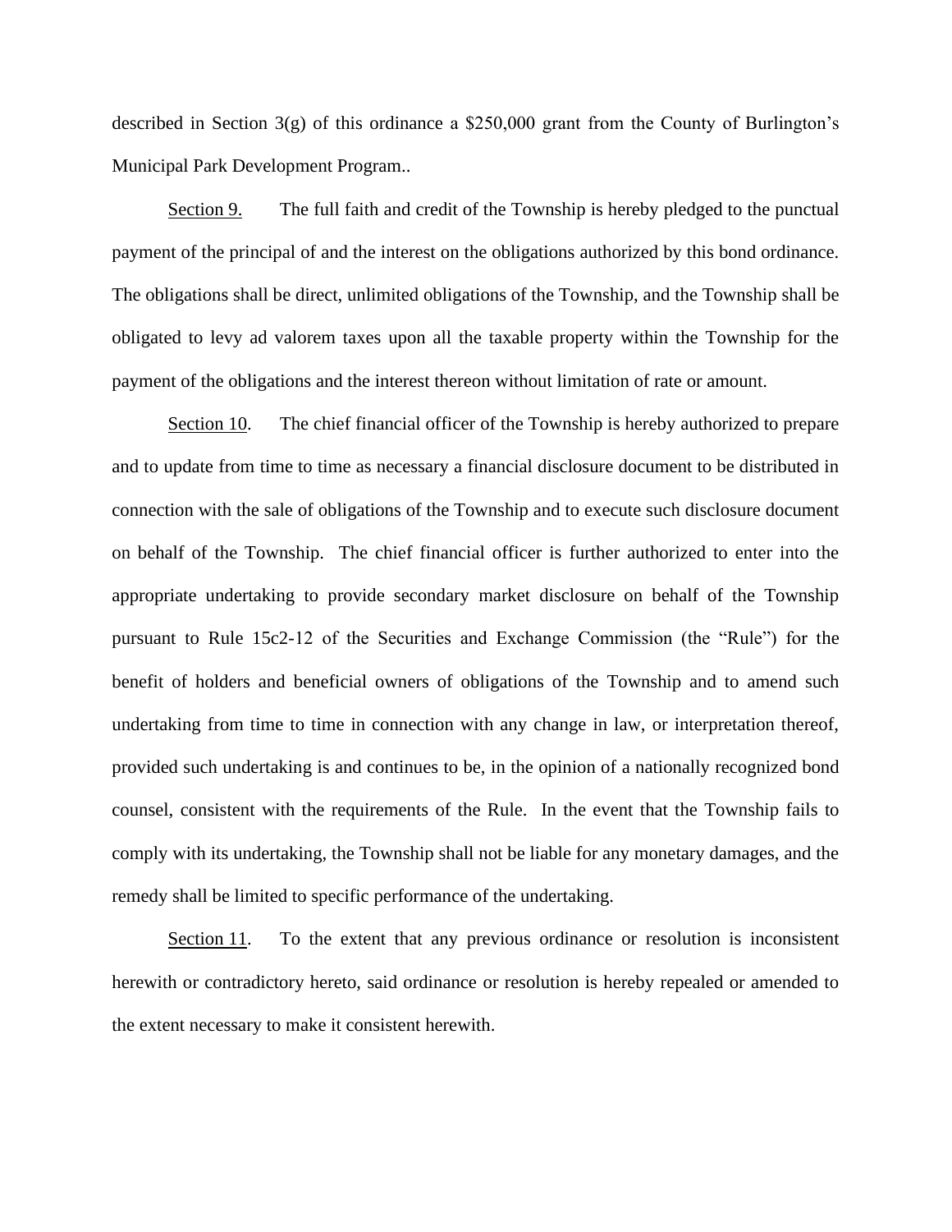described in Section 3(g) of this ordinance a $250,000 grant from the County of Burlington's Municipal Park Development Program..

<u>Section 9.</u> The full faith and credit of the Township is hereby pledged to the punctual payment of the principal of and the interest on the obligations authorized by this bond ordinance. The obligations shall be direct, unlimited obligations of the Township, and the Township shall be obligated to levy ad valorem taxes upon all the taxable property within the Township for the payment of the obligations and the interest thereon without limitation of rate or amount.

<u>Section 10</u>. The chief financial officer of the Township is hereby authorized to prepare and to update from time to time as necessary a financial disclosure document to be distributed in connection with the sale of obligations of the Township and to execute such disclosure document on behalf of the Township. The chief financial officer is further authorized to enter into the appropriate undertaking to provide secondary market disclosure on behalf of the Township pursuant to Rule 15c2-12 of the Securities and Exchange Commission (the "Rule") for the benefit of holders and beneficial owners of obligations of the Township and to amend such undertaking from time to time in connection with any change in law, or interpretation thereof, provided such undertaking is and continues to be, in the opinion of a nationally recognized bond counsel, consistent with the requirements of the Rule. In the event that the Township fails to comply with its undertaking, the Township shall not be liable for any monetary damages, and the remedy shall be limited to specific performance of the undertaking.

<u>Section 11</u>. To the extent that any previous ordinance or resolution is inconsistent herewith or contradictory hereto, said ordinance or resolution is hereby repealed or amended to the extent necessary to make it consistent herewith.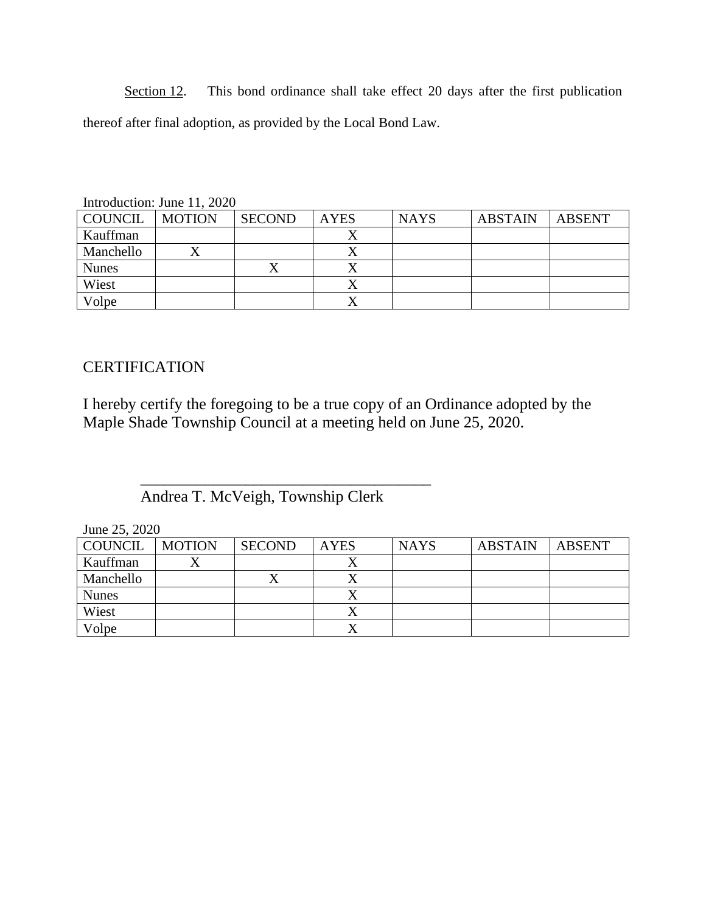<u>Section 12</u>. This bond ordinance shall take effect 20 days after the first publication thereof after final adoption, as provided by the Local Bond Law.

Introduction: June 11, 2020

| COUNCIL | MOTION | SECOND | AYES | NAYS | ABSTAIN | ABSENT |
|---|---|---|---|---|---|---|
| Kauffman | | | X | | | |
| Manchello | X | | X | | | |
| Nunes | | X | X | | | |
| Wiest | | | X | | | |
| Volpe | | | X | | | |

CERTIFICATION

I hereby certify the foregoing to be a true copy of an Ordinance adopted by the Maple Shade Township Council at a meeting held on June 25, 2020.

_____________________________________
Andrea T. McVeigh, Township Clerk

June 25, 2020

| COUNCIL | MOTION | SECOND | AYES | NAYS | ABSTAIN | ABSENT |
|---|---|---|---|---|---|---|
| Kauffman | X | | X | | | |
| Manchello | | X | X | | | |
| Nunes | | | X | | | |
| Wiest | | | X | | | |
| Volpe | | | X | | | |